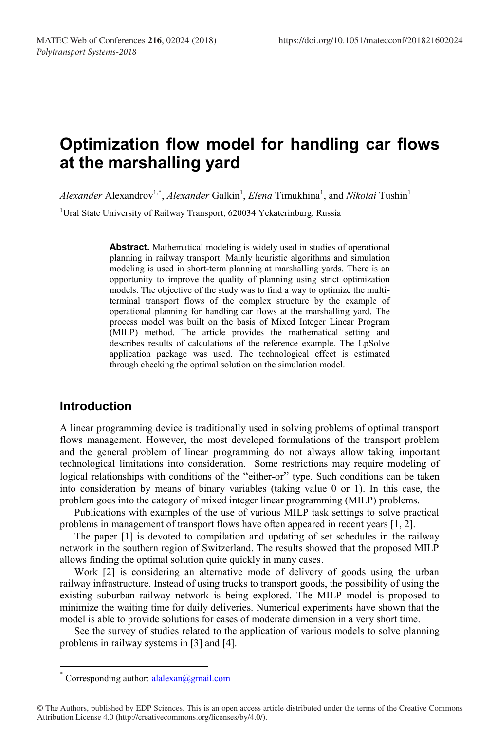# Optimization flow model for handling car flows at the marshalling yard

*Alexander* Alexandrov[1,*], *Alexander* Galkin[1], *Elena* Timukhina[1], and *Nikolai* Tushin[1]

[1]Ural State University of Railway Transport, 620034 Yekaterinburg, Russia

**Abstract.** Mathematical modeling is widely used in studies of operational planning in railway transport. Mainly heuristic algorithms and simulation modeling is used in short-term planning at marshalling yards. There is an opportunity to improve the quality of planning using strict optimization models. The objective of the study was to find a way to optimize the multi-terminal transport flows of the complex structure by the example of operational planning for handling car flows at the marshalling yard. The process model was built on the basis of Mixed Integer Linear Program (MILP) method. The article provides the mathematical setting and describes results of calculations of the reference example. The LpSolve application package was used. The technological effect is estimated through checking the optimal solution on the simulation model.

## Introduction

A linear programming device is traditionally used in solving problems of optimal transport flows management. However, the most developed formulations of the transport problem and the general problem of linear programming do not always allow taking important technological limitations into consideration. Some restrictions may require modeling of logical relationships with conditions of the "either-or" type. Such conditions can be taken into consideration by means of binary variables (taking value 0 or 1). In this case, the problem goes into the category of mixed integer linear programming (MILP) problems.

Publications with examples of the use of various MILP task settings to solve practical problems in management of transport flows have often appeared in recent years [1, 2].

The paper [1] is devoted to compilation and updating of set schedules in the railway network in the southern region of Switzerland. The results showed that the proposed MILP allows finding the optimal solution quite quickly in many cases.

Work [2] is considering an alternative mode of delivery of goods using the urban railway infrastructure. Instead of using trucks to transport goods, the possibility of using the existing suburban railway network is being explored. The MILP model is proposed to minimize the waiting time for daily deliveries. Numerical experiments have shown that the model is able to provide solutions for cases of moderate dimension in a very short time.

See the survey of studies related to the application of various models to solve planning problems in railway systems in [3] and [4].

[*] Corresponding author: alalexan@gmail.com

© The Authors, published by EDP Sciences. This is an open access article distributed under the terms of the Creative Commons Attribution License 4.0 (http://creativecommons.org/licenses/by/4.0/).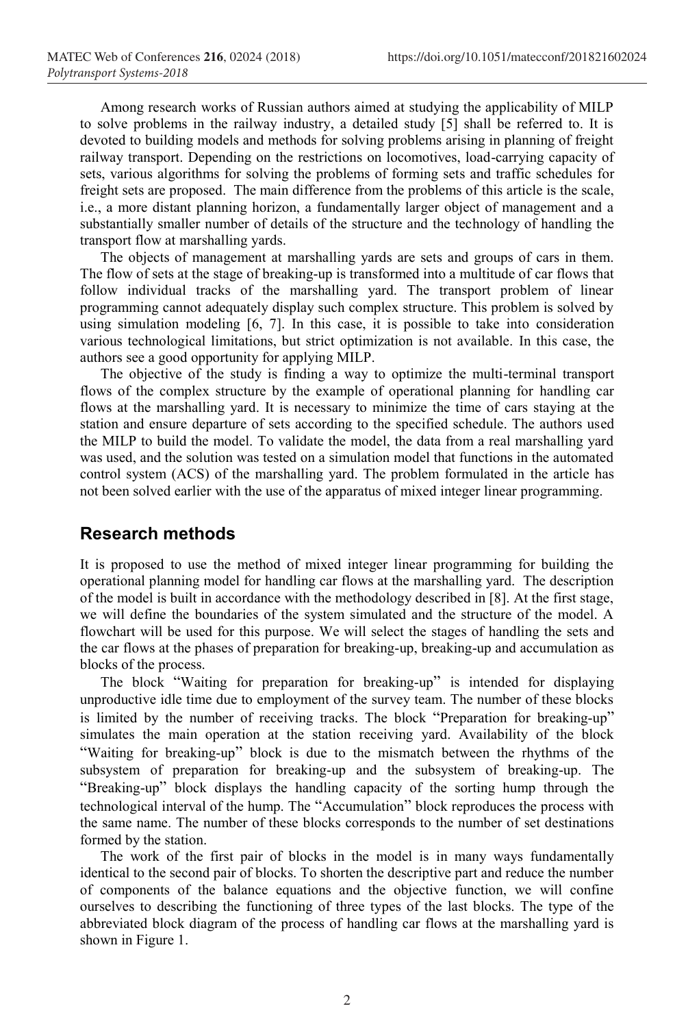Among research works of Russian authors aimed at studying the applicability of MILP to solve problems in the railway industry, a detailed study [5] shall be referred to. It is devoted to building models and methods for solving problems arising in planning of freight railway transport. Depending on the restrictions on locomotives, load-carrying capacity of sets, various algorithms for solving the problems of forming sets and traffic schedules for freight sets are proposed. The main difference from the problems of this article is the scale, i.e., a more distant planning horizon, a fundamentally larger object of management and a substantially smaller number of details of the structure and the technology of handling the transport flow at marshalling yards.

The objects of management at marshalling yards are sets and groups of cars in them. The flow of sets at the stage of breaking-up is transformed into a multitude of car flows that follow individual tracks of the marshalling yard. The transport problem of linear programming cannot adequately display such complex structure. This problem is solved by using simulation modeling [6, 7]. In this case, it is possible to take into consideration various technological limitations, but strict optimization is not available. In this case, the authors see a good opportunity for applying MILP.

The objective of the study is finding a way to optimize the multi-terminal transport flows of the complex structure by the example of operational planning for handling car flows at the marshalling yard. It is necessary to minimize the time of cars staying at the station and ensure departure of sets according to the specified schedule. The authors used the MILP to build the model. To validate the model, the data from a real marshalling yard was used, and the solution was tested on a simulation model that functions in the automated control system (ACS) of the marshalling yard. The problem formulated in the article has not been solved earlier with the use of the apparatus of mixed integer linear programming.

## Research methods

It is proposed to use the method of mixed integer linear programming for building the operational planning model for handling car flows at the marshalling yard. The description of the model is built in accordance with the methodology described in [8]. At the first stage, we will define the boundaries of the system simulated and the structure of the model. A flowchart will be used for this purpose. We will select the stages of handling the sets and the car flows at the phases of preparation for breaking-up, breaking-up and accumulation as blocks of the process.

The block "Waiting for preparation for breaking-up" is intended for displaying unproductive idle time due to employment of the survey team. The number of these blocks is limited by the number of receiving tracks. The block "Preparation for breaking-up" simulates the main operation at the station receiving yard. Availability of the block "Waiting for breaking-up" block is due to the mismatch between the rhythms of the subsystem of preparation for breaking-up and the subsystem of breaking-up. The "Breaking-up" block displays the handling capacity of the sorting hump through the technological interval of the hump. The "Accumulation" block reproduces the process with the same name. The number of these blocks corresponds to the number of set destinations formed by the station.

The work of the first pair of blocks in the model is in many ways fundamentally identical to the second pair of blocks. To shorten the descriptive part and reduce the number of components of the balance equations and the objective function, we will confine ourselves to describing the functioning of three types of the last blocks. The type of the abbreviated block diagram of the process of handling car flows at the marshalling yard is shown in Figure 1.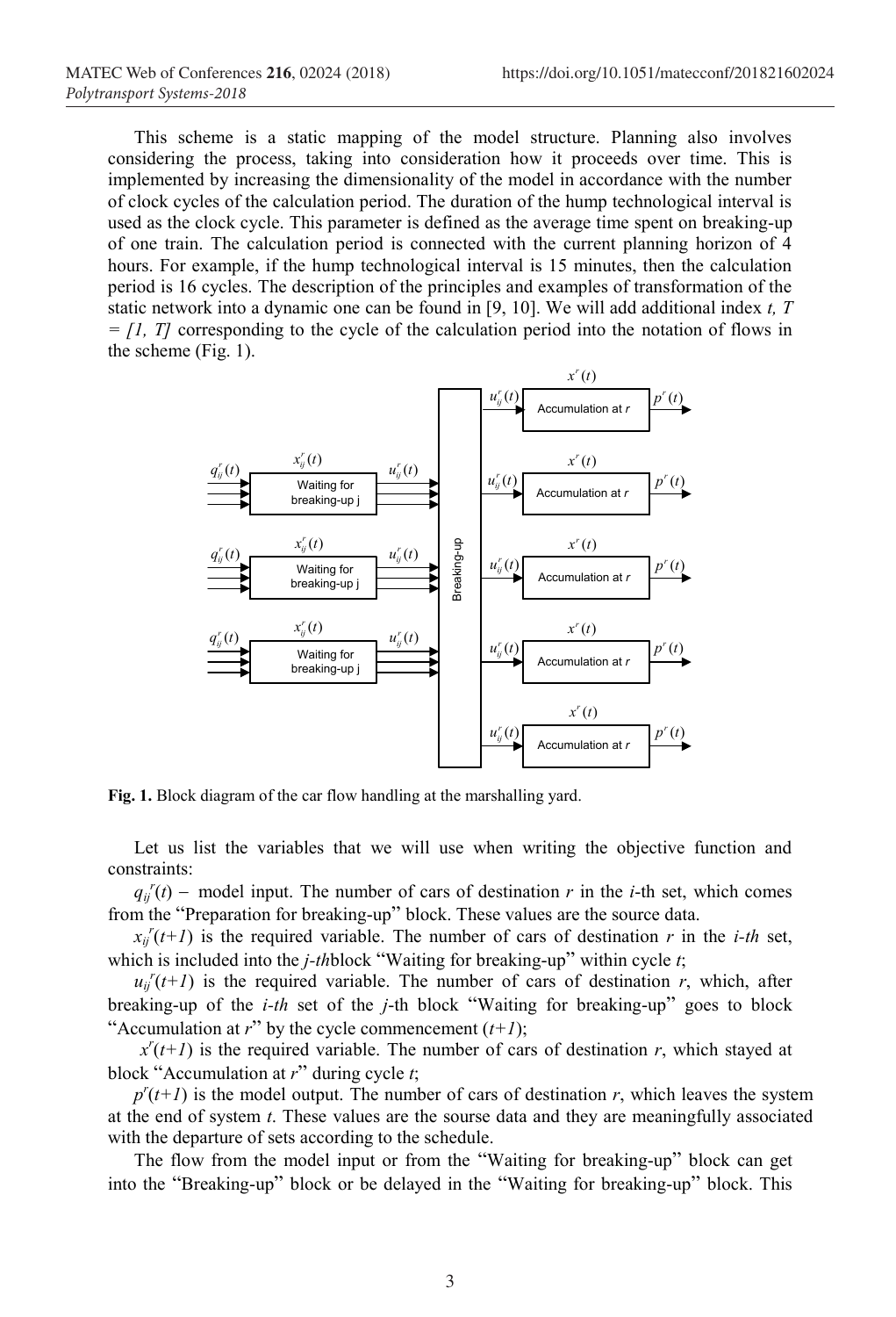This scheme is a static mapping of the model structure. Planning also involves considering the process, taking into consideration how it proceeds over time. This is implemented by increasing the dimensionality of the model in accordance with the number of clock cycles of the calculation period. The duration of the hump technological interval is used as the clock cycle. This parameter is defined as the average time spent on breaking-up of one train. The calculation period is connected with the current planning horizon of 4 hours. For example, if the hump technological interval is 15 minutes, then the calculation period is 16 cycles. The description of the principles and examples of transformation of the static network into a dynamic one can be found in [9, 10]. We will add additional index $t$, $T = [1, T]$ corresponding to the cycle of the calculation period into the notation of flows in the scheme (Fig. 1).

**Fig. 1.** Block diagram of the car flow handling at the marshalling yard.

Let us list the variables that we will use when writing the objective function and constraints:

$q_{ij}^r(t)$ – model input. The number of cars of destination $r$ in the $i$-th set, which comes from the "Preparation for breaking-up" block. These values are the source data.

$x_{ij}^r(t+1)$ is the required variable. The number of cars of destination $r$ in the $i$-$th$ set, which is included into the $j$-$th$block "Waiting for breaking-up" within cycle $t$;

$u_{ij}^r(t+1)$ is the required variable. The number of cars of destination $r$, which, after breaking-up of the $i$-$th$ set of the $j$-th block "Waiting for breaking-up" goes to block "Accumulation at $r$" by the cycle commencement $(t+1)$;

$x^r(t+1)$ is the required variable. The number of cars of destination $r$, which stayed at block "Accumulation at $r$" during cycle $t$;

$p^r(t+1)$ is the model output. The number of cars of destination $r$, which leaves the system at the end of system $t$. These values are the sourse data and they are meaningfully associated with the departure of sets according to the schedule.

The flow from the model input or from the "Waiting for breaking-up" block can get into the "Breaking-up" block or be delayed in the "Waiting for breaking-up" block. This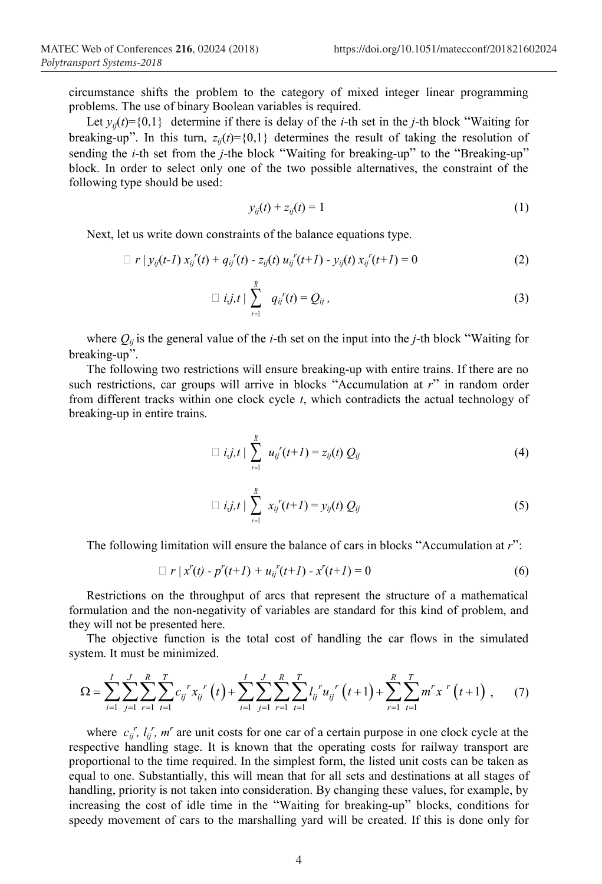circumstance shifts the problem to the category of mixed integer linear programming problems. The use of binary Boolean variables is required.

Let $y_{ij}(t)=\{0,1\}$ determine if there is delay of the $i$-th set in the $j$-th block "Waiting for breaking-up". In this turn, $z_{ij}(t)=\{0,1\}$ determines the result of taking the resolution of sending the $i$-th set from the $j$-the block "Waiting for breaking-up" to the "Breaking-up" block. In order to select only one of the two possible alternatives, the constraint of the following type should be used:

$$y_{ij}(t) + z_{ij}(t) = 1 \tag{1}$$

Next, let us write down constraints of the balance equations type.

$$\forall\, r \mid y_{ij}(t-1)\, x_{ij}^{r}(t) + q_{ij}^{r}(t) - z_{ij}(t)\, u_{ij}^{r}(t+1) - y_{ij}(t)\, x_{ij}^{r}(t+1) = 0 \tag{2}$$

$$\forall\, i,j,t \mid \sum_{r=1}^{R} q_{ij}^{r}(t) = Q_{ij}\,, \tag{3}$$

where $Q_{ij}$ is the general value of the $i$-th set on the input into the $j$-th block "Waiting for breaking-up".

The following two restrictions will ensure breaking-up with entire trains. If there are no such restrictions, car groups will arrive in blocks "Accumulation at $r$" in random order from different tracks within one clock cycle $t$, which contradicts the actual technology of breaking-up in entire trains.

$$\forall\, i,j,t \mid \sum_{r=1}^{R} u_{ij}^{r}(t+1) = z_{ij}(t)\, Q_{ij} \tag{4}$$

$$\forall\, i,j,t \mid \sum_{r=1}^{R} x_{ij}^{r}(t+1) = y_{ij}(t)\, Q_{ij} \tag{5}$$

The following limitation will ensure the balance of cars in blocks "Accumulation at $r$":

$$\forall\, r \mid x^{r}(t) - p^{r}(t+1) + u_{ij}^{r}(t+1) - x^{r}(t+1) = 0 \tag{6}$$

Restrictions on the throughput of arcs that represent the structure of a mathematical formulation and the non-negativity of variables are standard for this kind of problem, and they will not be presented here.

The objective function is the total cost of handling the car flows in the simulated system. It must be minimized.

$$\Omega = \sum_{i=1}^{I}\sum_{j=1}^{J}\sum_{r=1}^{R}\sum_{t=1}^{T} c_{ij}^{\,r} x_{ij}^{\,r}\left(t\right) + \sum_{i=1}^{I}\sum_{j=1}^{J}\sum_{r=1}^{R}\sum_{t=1}^{T} l_{ij}^{\,r} u_{ij}^{\,r}\left(t+1\right) + \sum_{r=1}^{R}\sum_{t=1}^{T} m^{r} x^{\,r}\left(t+1\right)\,, \tag{7}$$

where $c_{ij}^{r}$, $l_{ij}^{r}$, $m^{r}$ are unit costs for one car of a certain purpose in one clock cycle at the respective handling stage. It is known that the operating costs for railway transport are proportional to the time required. In the simplest form, the listed unit costs can be taken as equal to one. Substantially, this will mean that for all sets and destinations at all stages of handling, priority is not taken into consideration. By changing these values, for example, by increasing the cost of idle time in the "Waiting for breaking-up" blocks, conditions for speedy movement of cars to the marshalling yard will be created. If this is done only for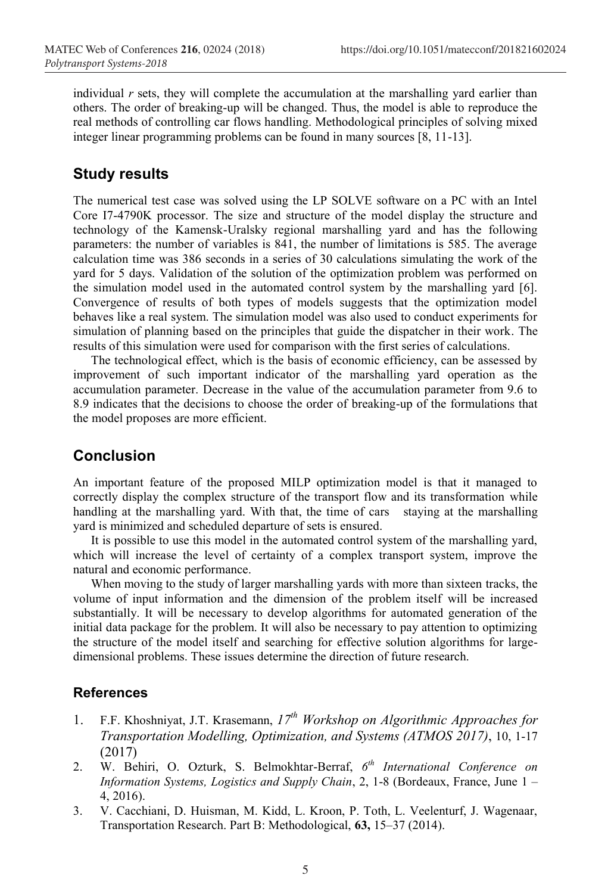individual *r* sets, they will complete the accumulation at the marshalling yard earlier than others. The order of breaking-up will be changed. Thus, the model is able to reproduce the real methods of controlling car flows handling. Methodological principles of solving mixed integer linear programming problems can be found in many sources [8, 11-13].

## Study results

The numerical test case was solved using the LP SOLVE software on a PC with an Intel Core I7-4790K processor. The size and structure of the model display the structure and technology of the Kamensk-Uralsky regional marshalling yard and has the following parameters: the number of variables is 841, the number of limitations is 585. The average calculation time was 386 seconds in a series of 30 calculations simulating the work of the yard for 5 days. Validation of the solution of the optimization problem was performed on the simulation model used in the automated control system by the marshalling yard [6]. Convergence of results of both types of models suggests that the optimization model behaves like a real system. The simulation model was also used to conduct experiments for simulation of planning based on the principles that guide the dispatcher in their work. The results of this simulation were used for comparison with the first series of calculations.

The technological effect, which is the basis of economic efficiency, can be assessed by improvement of such important indicator of the marshalling yard operation as the accumulation parameter. Decrease in the value of the accumulation parameter from 9.6 to 8.9 indicates that the decisions to choose the order of breaking-up of the formulations that the model proposes are more efficient.

## Conclusion

An important feature of the proposed MILP optimization model is that it managed to correctly display the complex structure of the transport flow and its transformation while handling at the marshalling yard. With that, the time of cars staying at the marshalling yard is minimized and scheduled departure of sets is ensured.

It is possible to use this model in the automated control system of the marshalling yard, which will increase the level of certainty of a complex transport system, improve the natural and economic performance.

When moving to the study of larger marshalling yards with more than sixteen tracks, the volume of input information and the dimension of the problem itself will be increased substantially. It will be necessary to develop algorithms for automated generation of the initial data package for the problem. It will also be necessary to pay attention to optimizing the structure of the model itself and searching for effective solution algorithms for large-dimensional problems. These issues determine the direction of future research.

### References

1. F.F. Khoshniyat, J.T. Krasemann, *17th Workshop on Algorithmic Approaches for Transportation Modelling, Optimization, and Systems (ATMOS 2017)*, 10, 1-17 (2017)
2. W. Behiri, O. Ozturk, S. Belmokhtar-Berraf, *6th International Conference on Information Systems, Logistics and Supply Chain*, 2, 1-8 (Bordeaux, France, June 1 – 4, 2016).
3. V. Cacchiani, D. Huisman, M. Kidd, L. Kroon, P. Toth, L. Veelenturf, J. Wagenaar, Transportation Research. Part B: Methodological, **63,** 15–37 (2014).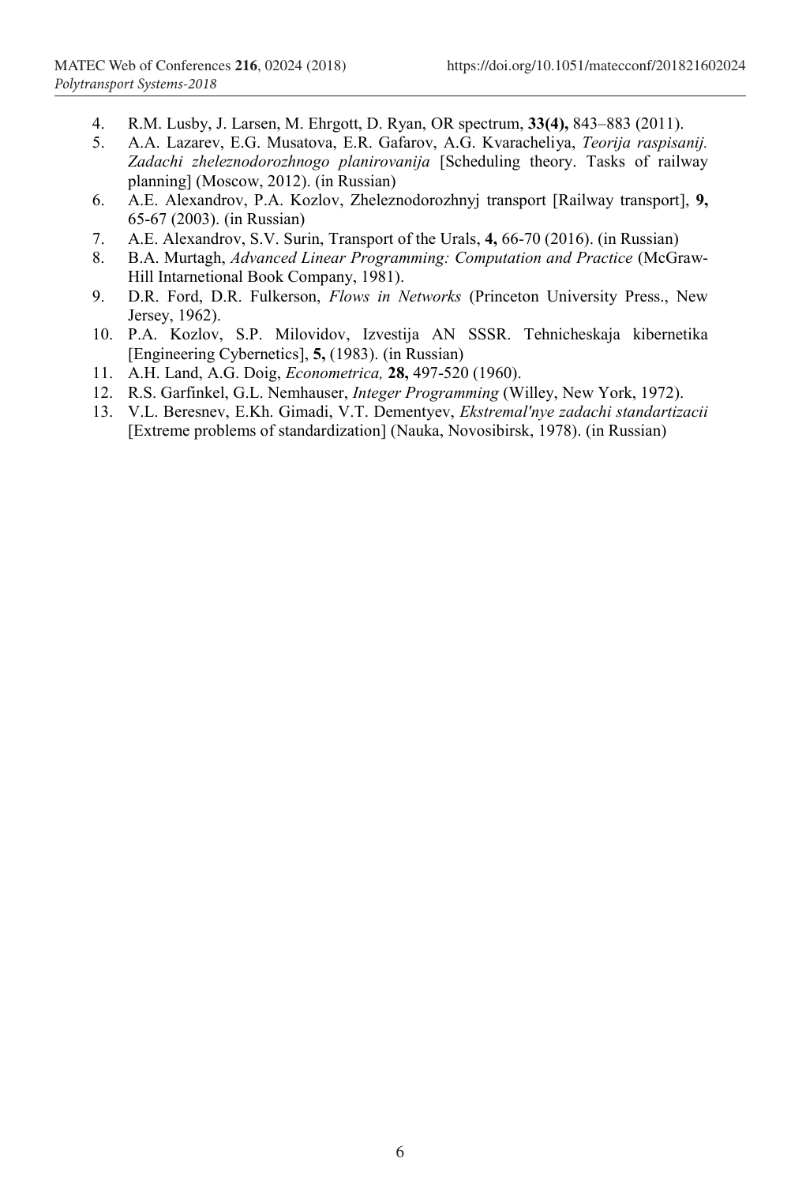4. R.M. Lusby, J. Larsen, M. Ehrgott, D. Ryan, OR spectrum, **33(4),** 843–883 (2011).
5. A.A. Lazarev, E.G. Musatova, E.R. Gafarov, A.G. Kvaracheliya, *Teorija raspisanij. Zadachi zheleznodorozhnogo planirovanija* [Scheduling theory. Tasks of railway planning] (Moscow, 2012). (in Russian)
6. A.E. Alexandrov, P.A. Kozlov, Zheleznodorozhnyj transport [Railway transport], **9,** 65-67 (2003). (in Russian)
7. A.E. Alexandrov, S.V. Surin, Transport of the Urals, **4,** 66-70 (2016). (in Russian)
8. B.A. Murtagh, *Advanced Linear Programming: Computation and Practice* (McGraw-Hill Intarnetional Book Company, 1981).
9. D.R. Ford, D.R. Fulkerson, *Flows in Networks* (Princeton University Press., New Jersey, 1962).
10. P.A. Kozlov, S.P. Milovidov, Izvestija AN SSSR. Tehnicheskaja kibernetika [Engineering Cybernetics], **5,** (1983). (in Russian)
11. A.H. Land, A.G. Doig, *Econometrica,* **28,** 497-520 (1960).
12. R.S. Garfinkel, G.L. Nemhauser, *Integer Programming* (Willey, New York, 1972).
13. V.L. Beresnev, E.Kh. Gimadi, V.T. Dementyev, *Ekstremal'nye zadachi standartizacii* [Extreme problems of standardization] (Nauka, Novosibirsk, 1978). (in Russian)